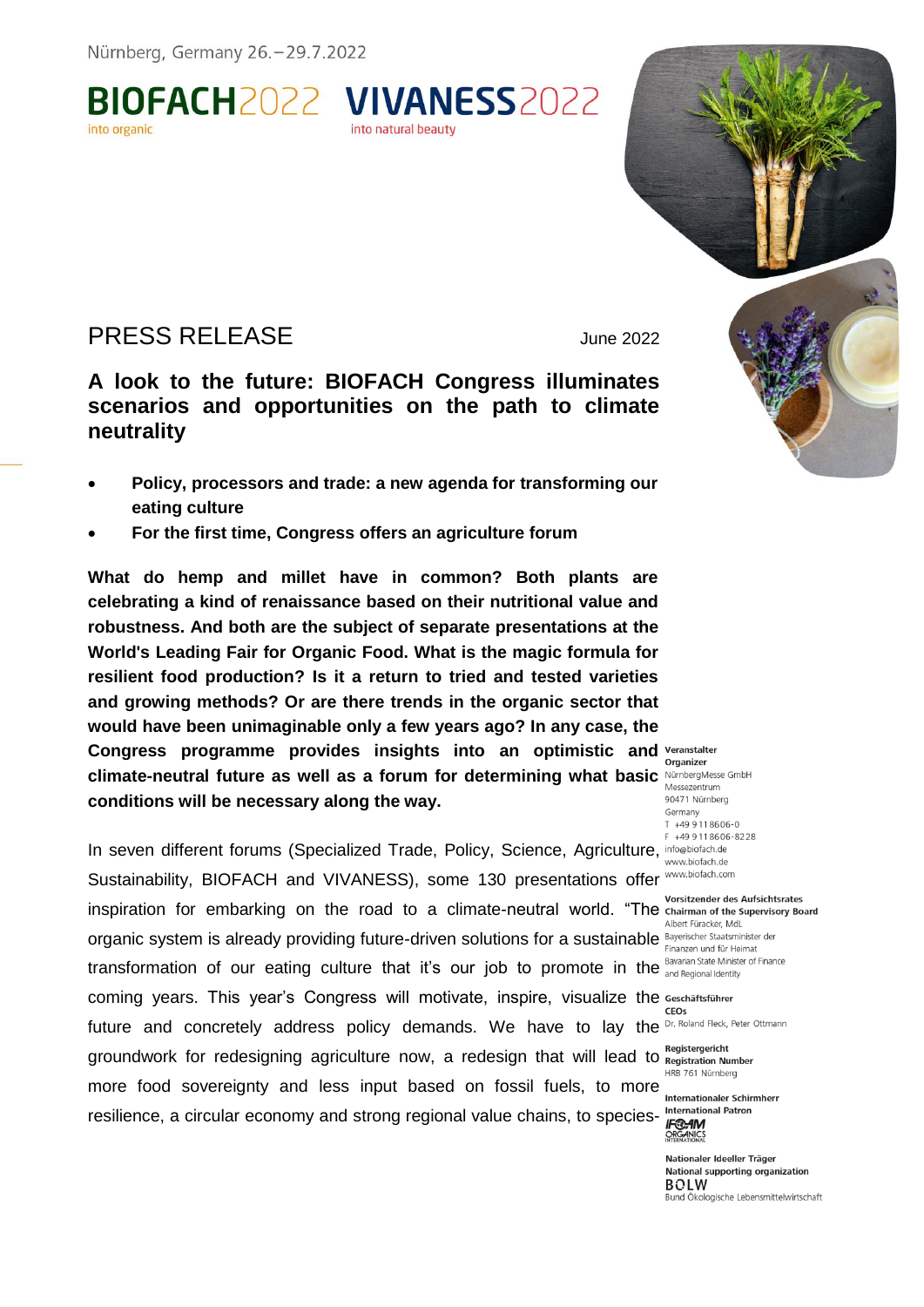Nürnberg, Germany 26.–29.7.2022

BIOFACH2022 into organic VIVANESS2022 into natural beauty

# PRESS RELEASE

June 2022

## A look to the future: BIOFACH Congress illuminates scenarios and opportunities on the path to climate neutrality

- **Policy, processors and trade: a new agenda for transforming our eating culture**
- **For the first time, Congress offers an agriculture forum**

**What do hemp and millet have in common? Both plants are celebrating a kind of renaissance based on their nutritional value and robustness. And both are the subject of separate presentations at the World's Leading Fair for Organic Food. What is the magic formula for resilient food production? Is it a return to tried and tested varieties and growing methods? Or are there trends in the organic sector that would have been unimaginable only a few years ago? In any case, the Congress programme provides insights into an optimistic and climate-neutral future as well as a forum for determining what basic conditions will be necessary along the way.**

In seven different forums (Specialized Trade, Policy, Science, Agriculture, Sustainability, BIOFACH and VIVANESS), some 130 presentations offer inspiration for embarking on the road to a climate-neutral world. "The organic system is already providing future-driven solutions for a sustainable transformation of our eating culture that it's our job to promote in the coming years. This year's Congress will motivate, inspire, visualize the future and concretely address policy demands. We have to lay the groundwork for redesigning agriculture now, a redesign that will lead to more food sovereignty and less input based on fossil fuels, to more resilience, a circular economy and strong regional value chains, to species-

**Veranstalter**
**Organizer**
NürnbergMesse GmbH
Messezentrum
90471 Nürnberg
Germany
T +49 9 11 86 06-0
F +49 9 11 86 06-82 28
info@biofach.de
www.biofach.de
www.biofach.com

**Vorsitzender des Aufsichtsrates**
**Chairman of the Supervisory Board**
Albert Füracker, MdL
Bayerischer Staatsminister der Finanzen und für Heimat
Bavarian State Minister of Finance and Regional Identity

**Geschäftsführer**
**CEOs**
Dr. Roland Fleck, Peter Ottmann

**Registergericht**
**Registration Number**
HRB 761 Nürnberg

**Internationaler Schirmherr**
**International Patron**
IFOAM ORGANICS INTERNATIONAL

**Nationaler Ideeller Träger**
**National supporting organization**
BÖLW
Bund Ökologische Lebensmittelwirtschaft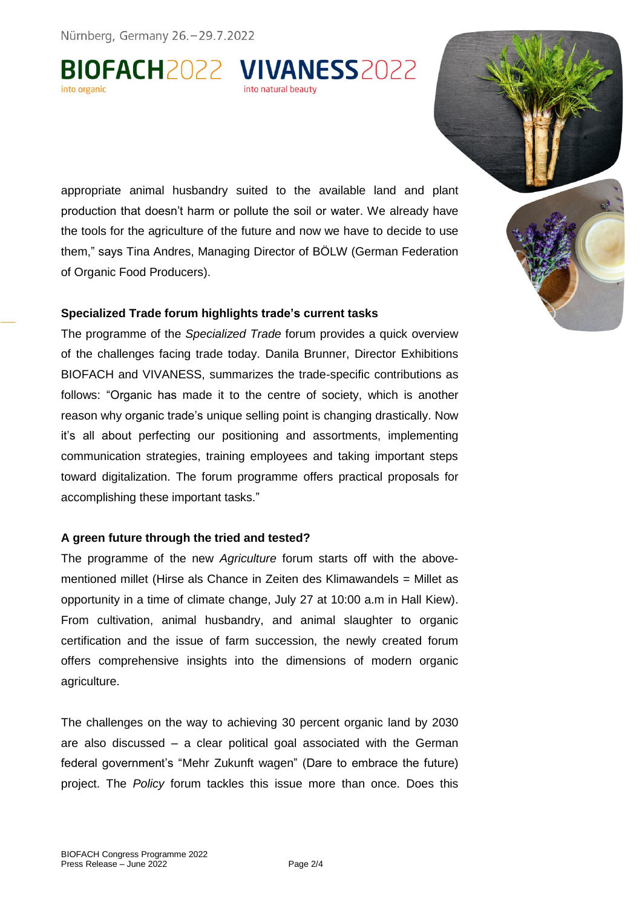appropriate animal husbandry suited to the available land and plant production that doesn't harm or pollute the soil or water. We already have the tools for the agriculture of the future and now we have to decide to use them," says Tina Andres, Managing Director of BÖLW (German Federation of Organic Food Producers).

**Specialized Trade forum highlights trade's current tasks**

The programme of the *Specialized Trade* forum provides a quick overview of the challenges facing trade today. Danila Brunner, Director Exhibitions BIOFACH and VIVANESS, summarizes the trade-specific contributions as follows: "Organic has made it to the centre of society, which is another reason why organic trade's unique selling point is changing drastically. Now it's all about perfecting our positioning and assortments, implementing communication strategies, training employees and taking important steps toward digitalization. The forum programme offers practical proposals for accomplishing these important tasks."

**A green future through the tried and tested?**

The programme of the new *Agriculture* forum starts off with the above-mentioned millet (Hirse als Chance in Zeiten des Klimawandels = Millet as opportunity in a time of climate change, July 27 at 10:00 a.m in Hall Kiew). From cultivation, animal husbandry, and animal slaughter to organic certification and the issue of farm succession, the newly created forum offers comprehensive insights into the dimensions of modern organic agriculture.

The challenges on the way to achieving 30 percent organic land by 2030 are also discussed – a clear political goal associated with the German federal government's "Mehr Zukunft wagen" (Dare to embrace the future) project. The *Policy* forum tackles this issue more than once. Does this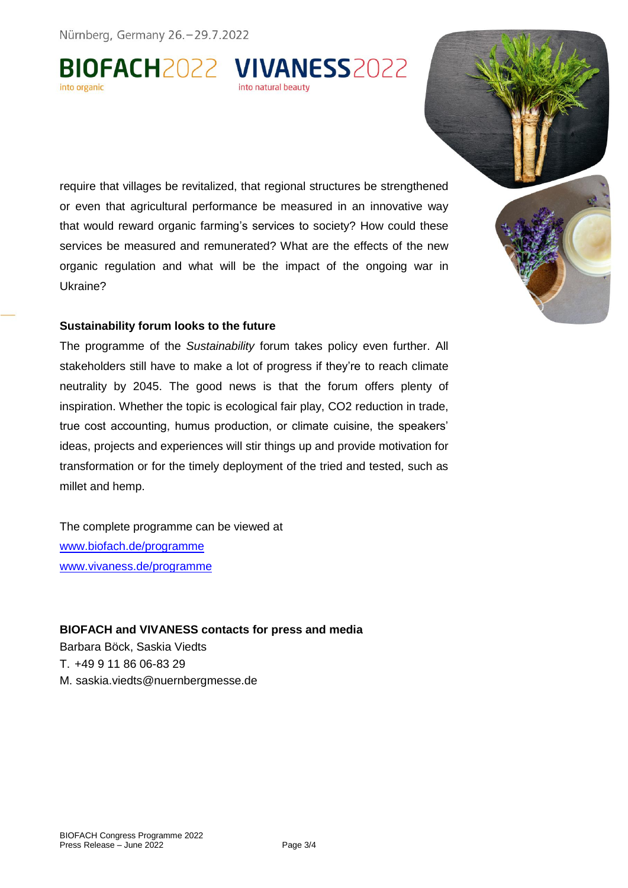require that villages be revitalized, that regional structures be strengthened or even that agricultural performance be measured in an innovative way that would reward organic farming's services to society? How could these services be measured and remunerated? What are the effects of the new organic regulation and what will be the impact of the ongoing war in Ukraine?

**Sustainability forum looks to the future**

The programme of the *Sustainability* forum takes policy even further. All stakeholders still have to make a lot of progress if they're to reach climate neutrality by 2045. The good news is that the forum offers plenty of inspiration. Whether the topic is ecological fair play, $CO_2$ reduction in trade, true cost accounting, humus production, or climate cuisine, the speakers' ideas, projects and experiences will stir things up and provide motivation for transformation or for the timely deployment of the tried and tested, such as millet and hemp.

The complete programme can be viewed at
[www.biofach.de/programme](www.biofach.de/programme)
[www.vivaness.de/programme](www.vivaness.de/programme)

**BIOFACH and VIVANESS contacts for press and media**

Barbara Böck, Saskia Viedts
T. +49 9 11 86 06-83 29
M. saskia.viedts@nuernbergmesse.de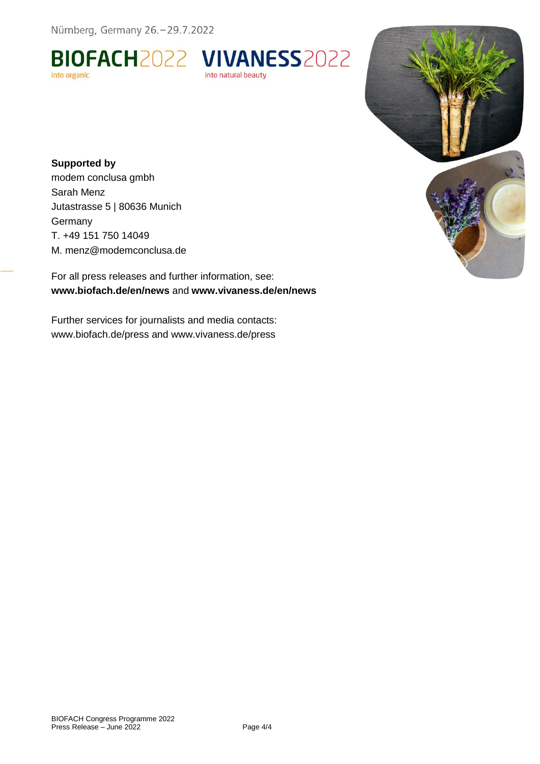**Supported by**
modem conclusa gmbh
Sarah Menz
Jutastrasse 5 | 80636 Munich
Germany
T. +49 151 750 14049
M. menz@modemconclusa.de

For all press releases and further information, see:
**www.biofach.de/en/news** and **www.vivaness.de/en/news**

Further services for journalists and media contacts:
www.biofach.de/press and www.vivaness.de/press